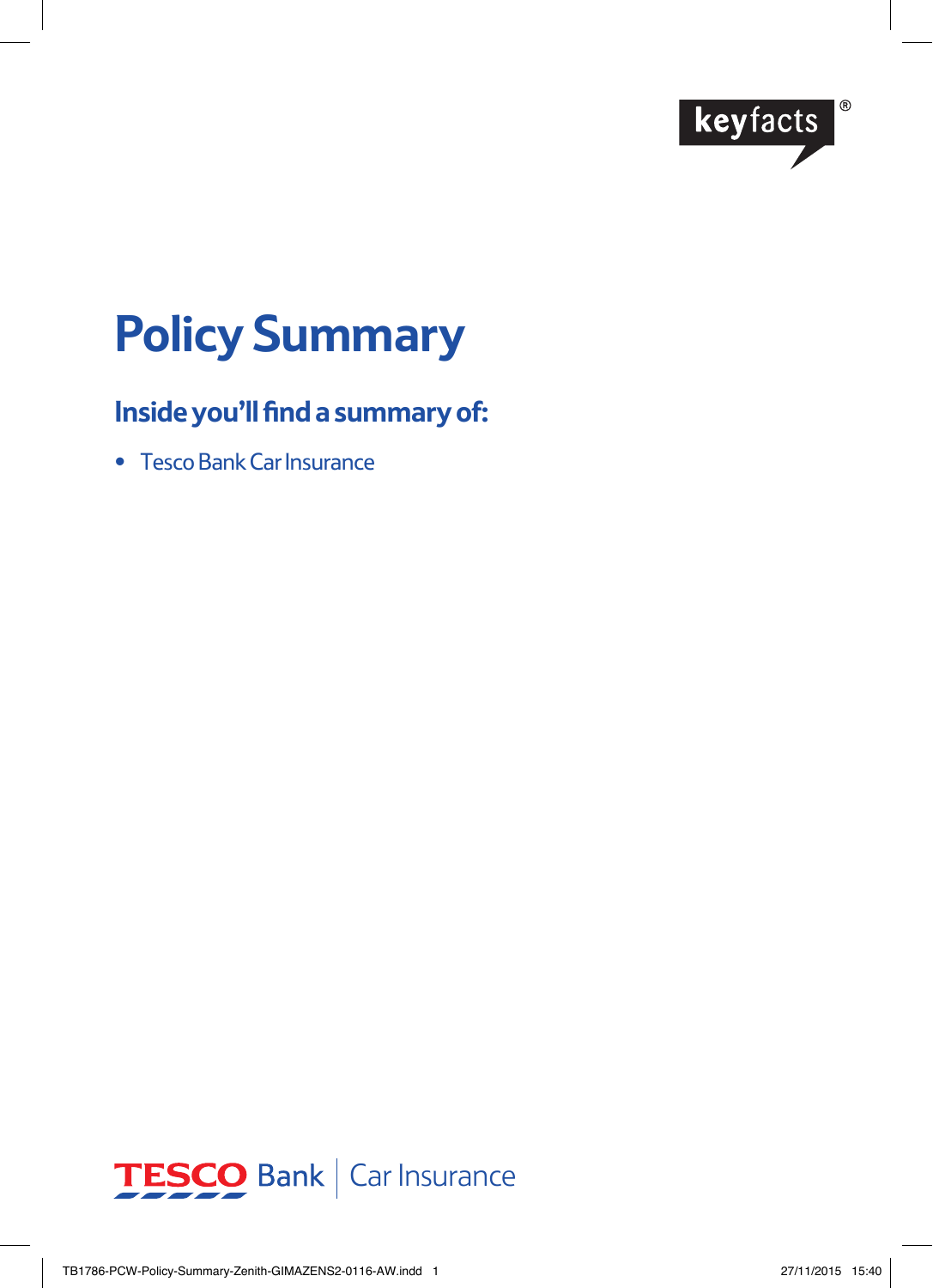keyfacts®

# Policy Summary

## Inside you'll find a summary of:

- Tesco Bank Car Insurance

TESCO Bank | Car Insurance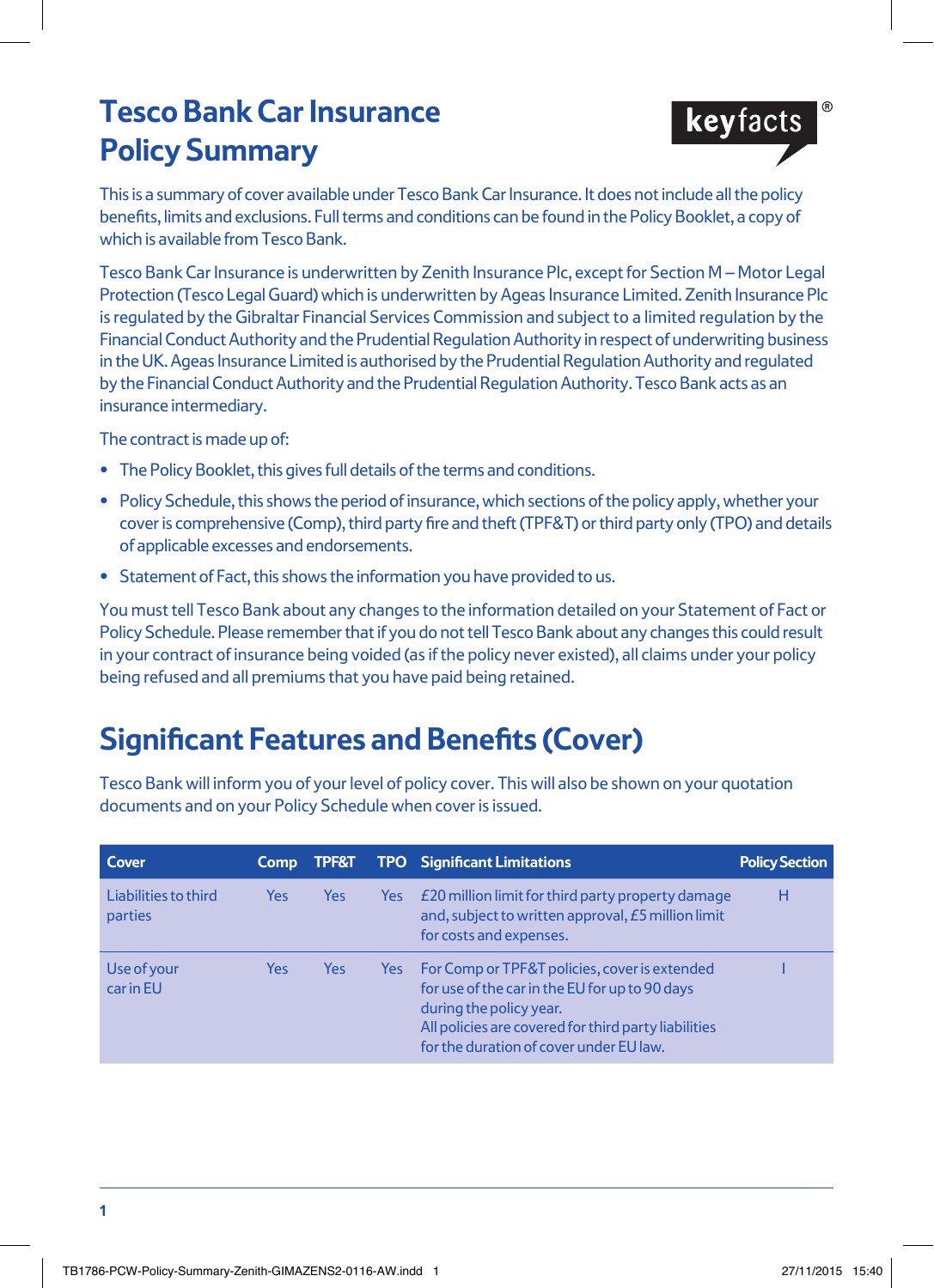# Tesco Bank Car Insurance Policy Summary

keyfacts®

This is a summary of cover available under Tesco Bank Car Insurance. It does not include all the policy benefits, limits and exclusions. Full terms and conditions can be found in the Policy Booklet, a copy of which is available from Tesco Bank.

Tesco Bank Car Insurance is underwritten by Zenith Insurance Plc, except for Section M – Motor Legal Protection (Tesco Legal Guard) which is underwritten by Ageas Insurance Limited. Zenith Insurance Plc is regulated by the Gibraltar Financial Services Commission and subject to a limited regulation by the Financial Conduct Authority and the Prudential Regulation Authority in respect of underwriting business in the UK. Ageas Insurance Limited is authorised by the Prudential Regulation Authority and regulated by the Financial Conduct Authority and the Prudential Regulation Authority. Tesco Bank acts as an insurance intermediary.

The contract is made up of:

- The Policy Booklet, this gives full details of the terms and conditions.
- Policy Schedule, this shows the period of insurance, which sections of the policy apply, whether your cover is comprehensive (Comp), third party fire and theft (TPF&T) or third party only (TPO) and details of applicable excesses and endorsements.
- Statement of Fact, this shows the information you have provided to us.

You must tell Tesco Bank about any changes to the information detailed on your Statement of Fact or Policy Schedule. Please remember that if you do not tell Tesco Bank about any changes this could result in your contract of insurance being voided (as if the policy never existed), all claims under your policy being refused and all premiums that you have paid being retained.

## Significant Features and Benefits (Cover)

Tesco Bank will inform you of your level of policy cover. This will also be shown on your quotation documents and on your Policy Schedule when cover is issued.

| Cover | Comp | TPF&T | TPO | Significant Limitations | Policy Section |
|---|---|---|---|---|---|
| Liabilities to third parties | Yes | Yes | Yes | £20 million limit for third party property damage and, subject to written approval, £5 million limit for costs and expenses. | H |
| Use of your car in EU | Yes | Yes | Yes | For Comp or TPF&T policies, cover is extended for use of the car in the EU for up to 90 days during the policy year. All policies are covered for third party liabilities for the duration of cover under EU law. | I |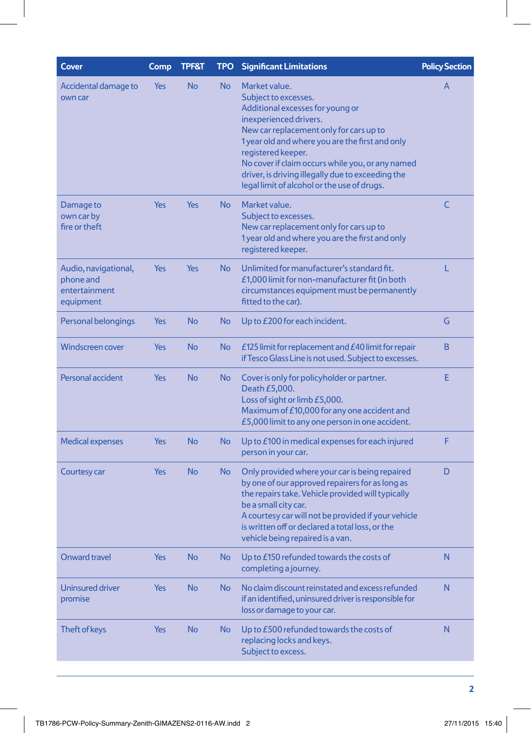| Cover | Comp | TPF&T | TPO | Significant Limitations | Policy Section |
|---|---|---|---|---|---|
| Accidental damage to own car | Yes | No | No | Market value.<br>Subject to excesses.<br>Additional excesses for young or inexperienced drivers.<br>New car replacement only for cars up to 1 year old and where you are the first and only registered keeper.<br>No cover if claim occurs while you, or any named driver, is driving illegally due to exceeding the legal limit of alcohol or the use of drugs. | A |
| Damage to own car by fire or theft | Yes | Yes | No | Market value.<br>Subject to excesses.<br>New car replacement only for cars up to 1 year old and where you are the first and only registered keeper. | C |
| Audio, navigational, phone and entertainment equipment | Yes | Yes | No | Unlimited for manufacturer's standard fit.<br>£1,000 limit for non-manufacturer fit (in both circumstances equipment must be permanently fitted to the car). | L |
| Personal belongings | Yes | No | No | Up to £200 for each incident. | G |
| Windscreen cover | Yes | No | No | £125 limit for replacement and £40 limit for repair if Tesco Glass Line is not used. Subject to excesses. | B |
| Personal accident | Yes | No | No | Cover is only for policyholder or partner.<br>Death £5,000.<br>Loss of sight or limb £5,000.<br>Maximum of £10,000 for any one accident and £5,000 limit to any one person in one accident. | E |
| Medical expenses | Yes | No | No | Up to £100 in medical expenses for each injured person in your car. | F |
| Courtesy car | Yes | No | No | Only provided where your car is being repaired by one of our approved repairers for as long as the repairs take. Vehicle provided will typically be a small city car.<br>A courtesy car will not be provided if your vehicle is written off or declared a total loss, or the vehicle being repaired is a van. | D |
| Onward travel | Yes | No | No | Up to £150 refunded towards the costs of completing a journey. | N |
| Uninsured driver promise | Yes | No | No | No claim discount reinstated and excess refunded if an identified, uninsured driver is responsible for loss or damage to your car. | N |
| Theft of keys | Yes | No | No | Up to £500 refunded towards the costs of replacing locks and keys.<br>Subject to excess. | N |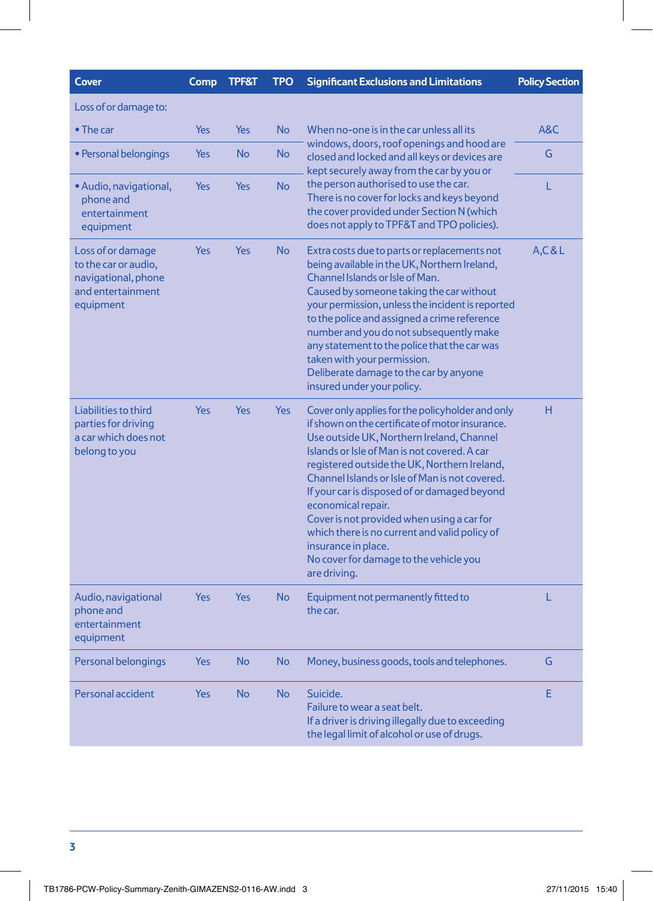| Cover | Comp | TPF&T | TPO | Significant Exclusions and Limitations | Policy Section |
|---|---|---|---|---|---|
| Loss of or damage to: | | | | | |
| • The car | Yes | Yes | No | When no-one is in the car unless all its windows, doors, roof openings and hood are closed and locked and all keys or devices are kept securely away from the car by you or the person authorised to use the car. There is no cover for locks and keys beyond the cover provided under Section N (which does not apply to TPF&T and TPO policies). | A&C |
| • Personal belongings | Yes | No | No | | G |
| • Audio, navigational, phone and entertainment equipment | Yes | Yes | No | | L |
| Loss of or damage to the car or audio, navigational, phone and entertainment equipment | Yes | Yes | No | Extra costs due to parts or replacements not being available in the UK, Northern Ireland, Channel Islands or Isle of Man.<br>Caused by someone taking the car without your permission, unless the incident is reported to the police and assigned a crime reference number and you do not subsequently make any statement to the police that the car was taken with your permission.<br>Deliberate damage to the car by anyone insured under your policy. | A,C & L |
| Liabilities to third parties for driving a car which does not belong to you | Yes | Yes | Yes | Cover only applies for the policyholder and only if shown on the certificate of motor insurance.<br>Use outside UK, Northern Ireland, Channel Islands or Isle of Man is not covered. A car registered outside the UK, Northern Ireland, Channel Islands or Isle of Man is not covered.<br>If your car is disposed of or damaged beyond economical repair.<br>Cover is not provided when using a car for which there is no current and valid policy of insurance in place.<br>No cover for damage to the vehicle you are driving. | H |
| Audio, navigational phone and entertainment equipment | Yes | Yes | No | Equipment not permanently fitted to the car. | L |
| Personal belongings | Yes | No | No | Money, business goods, tools and telephones. | G |
| Personal accident | Yes | No | No | Suicide.<br>Failure to wear a seat belt.<br>If a driver is driving illegally due to exceeding the legal limit of alcohol or use of drugs. | E |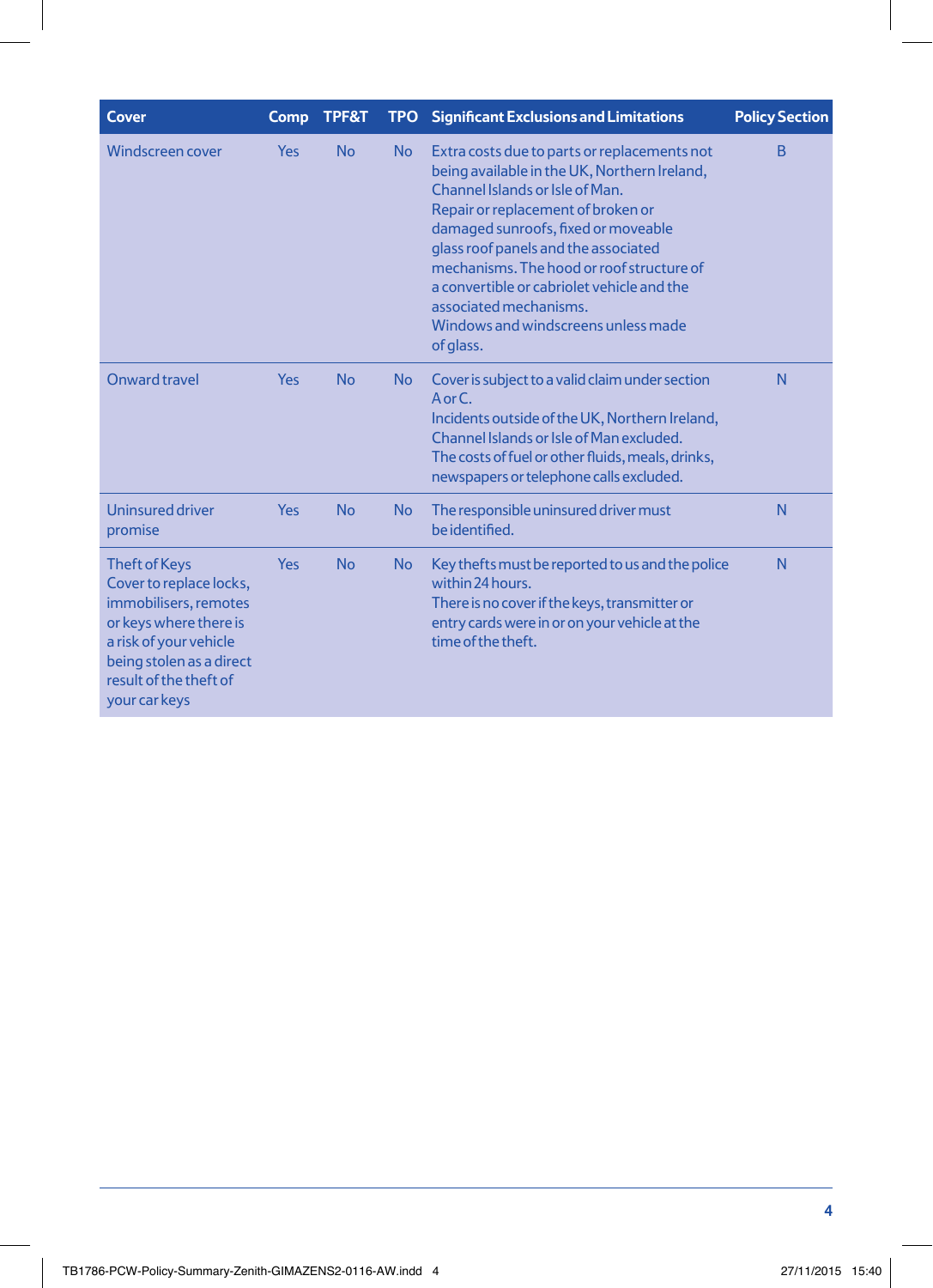| Cover | Comp | TPF&T | TPO | Significant Exclusions and Limitations | Policy Section |
|---|---|---|---|---|---|
| Windscreen cover | Yes | No | No | Extra costs due to parts or replacements not being available in the UK, Northern Ireland, Channel Islands or Isle of Man.<br>Repair or replacement of broken or damaged sunroofs, fixed or moveable glass roof panels and the associated mechanisms. The hood or roof structure of a convertible or cabriolet vehicle and the associated mechanisms.<br>Windows and windscreens unless made of glass. | B |
| Onward travel | Yes | No | No | Cover is subject to a valid claim under section A or C.<br>Incidents outside of the UK, Northern Ireland, Channel Islands or Isle of Man excluded.<br>The costs of fuel or other fluids, meals, drinks, newspapers or telephone calls excluded. | N |
| Uninsured driver promise | Yes | No | No | The responsible uninsured driver must be identified. | N |
| Theft of Keys<br>Cover to replace locks, immobilisers, remotes or keys where there is a risk of your vehicle being stolen as a direct result of the theft of your car keys | Yes | No | No | Key thefts must be reported to us and the police within 24 hours.<br>There is no cover if the keys, transmitter or entry cards were in or on your vehicle at the time of the theft. | N |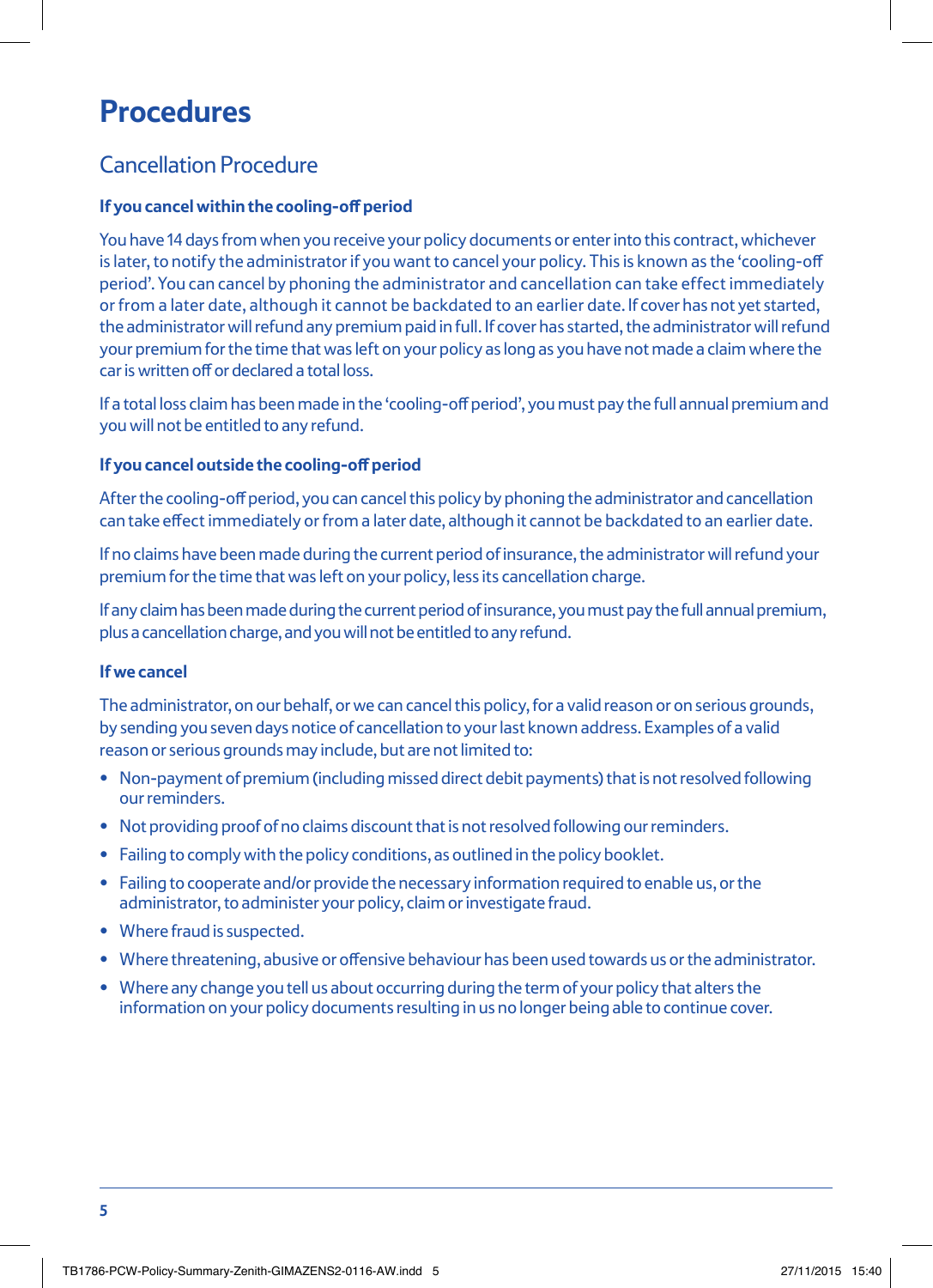# Procedures

## Cancellation Procedure

### If you cancel within the cooling-off period

You have 14 days from when you receive your policy documents or enter into this contract, whichever is later, to notify the administrator if you want to cancel your policy. This is known as the 'cooling-off period'. You can cancel by phoning the administrator and cancellation can take effect immediately or from a later date, although it cannot be backdated to an earlier date. If cover has not yet started, the administrator will refund any premium paid in full. If cover has started, the administrator will refund your premium for the time that was left on your policy as long as you have not made a claim where the car is written off or declared a total loss.

If a total loss claim has been made in the 'cooling-off period', you must pay the full annual premium and you will not be entitled to any refund.

### If you cancel outside the cooling-off period

After the cooling-off period, you can cancel this policy by phoning the administrator and cancellation can take effect immediately or from a later date, although it cannot be backdated to an earlier date.

If no claims have been made during the current period of insurance, the administrator will refund your premium for the time that was left on your policy, less its cancellation charge.

If any claim has been made during the current period of insurance, you must pay the full annual premium, plus a cancellation charge, and you will not be entitled to any refund.

### If we cancel

The administrator, on our behalf, or we can cancel this policy, for a valid reason or on serious grounds, by sending you seven days notice of cancellation to your last known address. Examples of a valid reason or serious grounds may include, but are not limited to:

- Non-payment of premium (including missed direct debit payments) that is not resolved following our reminders.
- Not providing proof of no claims discount that is not resolved following our reminders.
- Failing to comply with the policy conditions, as outlined in the policy booklet.
- Failing to cooperate and/or provide the necessary information required to enable us, or the administrator, to administer your policy, claim or investigate fraud.
- Where fraud is suspected.
- Where threatening, abusive or offensive behaviour has been used towards us or the administrator.
- Where any change you tell us about occurring during the term of your policy that alters the information on your policy documents resulting in us no longer being able to continue cover.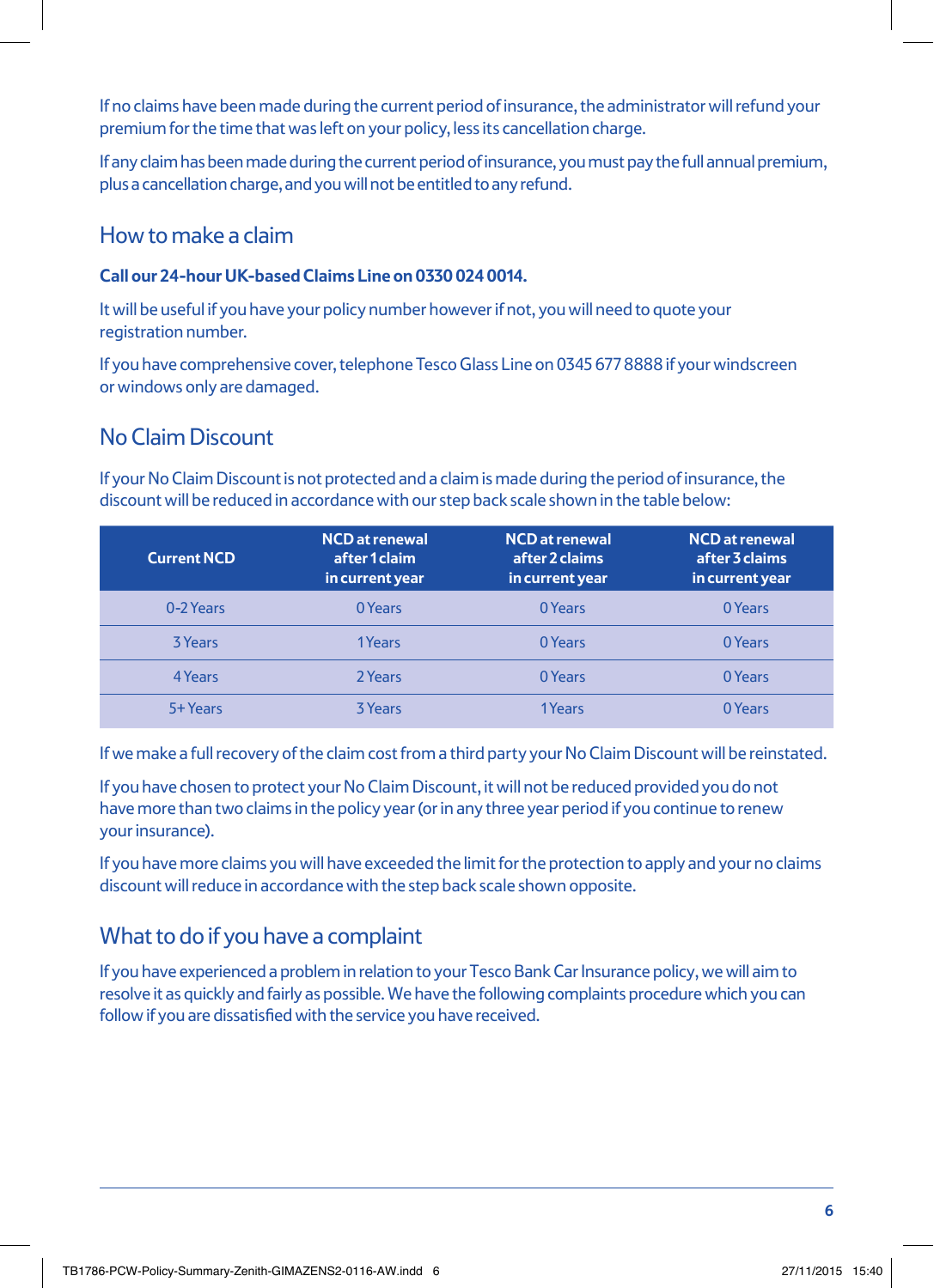If no claims have been made during the current period of insurance, the administrator will refund your premium for the time that was left on your policy, less its cancellation charge.

If any claim has been made during the current period of insurance, you must pay the full annual premium, plus a cancellation charge, and you will not be entitled to any refund.

## How to make a claim

**Call our 24-hour UK-based Claims Line on 0330 024 0014.**

It will be useful if you have your policy number however if not, you will need to quote your registration number.

If you have comprehensive cover, telephone Tesco Glass Line on 0345 677 8888 if your windscreen or windows only are damaged.

## No Claim Discount

If your No Claim Discount is not protected and a claim is made during the period of insurance, the discount will be reduced in accordance with our step back scale shown in the table below:

| Current NCD | NCD at renewal after 1 claim in current year | NCD at renewal after 2 claims in current year | NCD at renewal after 3 claims in current year |
|---|---|---|---|
| 0-2 Years | 0 Years | 0 Years | 0 Years |
| 3 Years | 1 Years | 0 Years | 0 Years |
| 4 Years | 2 Years | 0 Years | 0 Years |
| 5+ Years | 3 Years | 1 Years | 0 Years |

If we make a full recovery of the claim cost from a third party your No Claim Discount will be reinstated.

If you have chosen to protect your No Claim Discount, it will not be reduced provided you do not have more than two claims in the policy year (or in any three year period if you continue to renew your insurance).

If you have more claims you will have exceeded the limit for the protection to apply and your no claims discount will reduce in accordance with the step back scale shown opposite.

## What to do if you have a complaint

If you have experienced a problem in relation to your Tesco Bank Car Insurance policy, we will aim to resolve it as quickly and fairly as possible. We have the following complaints procedure which you can follow if you are dissatisfied with the service you have received.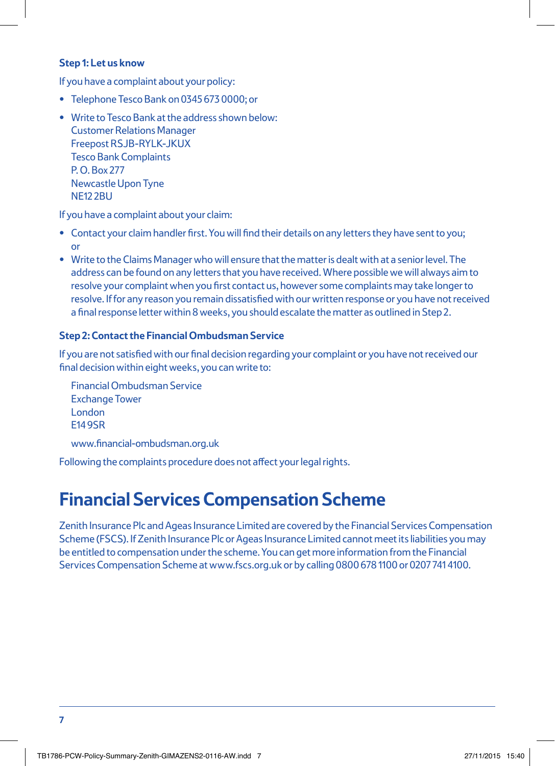**Step 1: Let us know**

If you have a complaint about your policy:

- Telephone Tesco Bank on 0345 673 0000; or
- Write to Tesco Bank at the address shown below:
  Customer Relations Manager
  Freepost RSJB-RYLK-JKUX
  Tesco Bank Complaints
  P. O. Box 277
  Newcastle Upon Tyne
  NE12 2BU

If you have a complaint about your claim:

- Contact your claim handler first. You will find their details on any letters they have sent to you; or
- Write to the Claims Manager who will ensure that the matter is dealt with at a senior level. The address can be found on any letters that you have received. Where possible we will always aim to resolve your complaint when you first contact us, however some complaints may take longer to resolve. If for any reason you remain dissatisfied with our written response or you have not received a final response letter within 8 weeks, you should escalate the matter as outlined in Step 2.

**Step 2: Contact the Financial Ombudsman Service**

If you are not satisfied with our final decision regarding your complaint or you have not received our final decision within eight weeks, you can write to:

Financial Ombudsman Service
Exchange Tower
London
E14 9SR

www.financial-ombudsman.org.uk

Following the complaints procedure does not affect your legal rights.

# Financial Services Compensation Scheme

Zenith Insurance Plc and Ageas Insurance Limited are covered by the Financial Services Compensation Scheme (FSCS). If Zenith Insurance Plc or Ageas Insurance Limited cannot meet its liabilities you may be entitled to compensation under the scheme. You can get more information from the Financial Services Compensation Scheme at www.fscs.org.uk or by calling 0800 678 1100 or 0207 741 4100.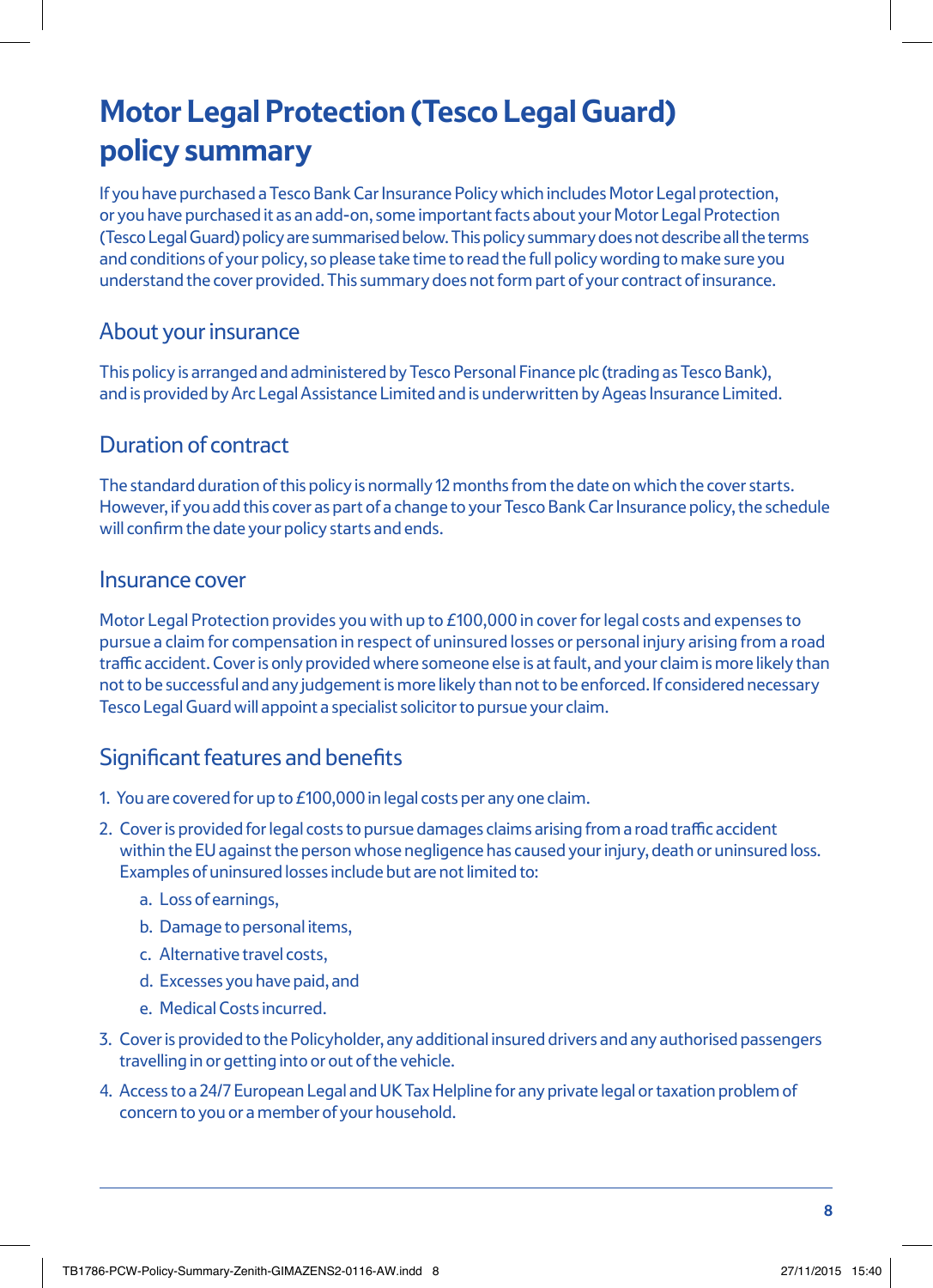# Motor Legal Protection (Tesco Legal Guard) policy summary

If you have purchased a Tesco Bank Car Insurance Policy which includes Motor Legal protection, or you have purchased it as an add-on, some important facts about your Motor Legal Protection (Tesco Legal Guard) policy are summarised below. This policy summary does not describe all the terms and conditions of your policy, so please take time to read the full policy wording to make sure you understand the cover provided. This summary does not form part of your contract of insurance.

## About your insurance

This policy is arranged and administered by Tesco Personal Finance plc (trading as Tesco Bank), and is provided by Arc Legal Assistance Limited and is underwritten by Ageas Insurance Limited.

## Duration of contract

The standard duration of this policy is normally 12 months from the date on which the cover starts. However, if you add this cover as part of a change to your Tesco Bank Car Insurance policy, the schedule will confirm the date your policy starts and ends.

## Insurance cover

Motor Legal Protection provides you with up to £100,000 in cover for legal costs and expenses to pursue a claim for compensation in respect of uninsured losses or personal injury arising from a road traffic accident. Cover is only provided where someone else is at fault, and your claim is more likely than not to be successful and any judgement is more likely than not to be enforced. If considered necessary Tesco Legal Guard will appoint a specialist solicitor to pursue your claim.

## Significant features and benefits

1. You are covered for up to £100,000 in legal costs per any one claim.
2. Cover is provided for legal costs to pursue damages claims arising from a road traffic accident within the EU against the person whose negligence has caused your injury, death or uninsured loss. Examples of uninsured losses include but are not limited to:
    a. Loss of earnings,
    b. Damage to personal items,
    c. Alternative travel costs,
    d. Excesses you have paid, and
    e. Medical Costs incurred.
3. Cover is provided to the Policyholder, any additional insured drivers and any authorised passengers travelling in or getting into or out of the vehicle.
4. Access to a 24/7 European Legal and UK Tax Helpline for any private legal or taxation problem of concern to you or a member of your household.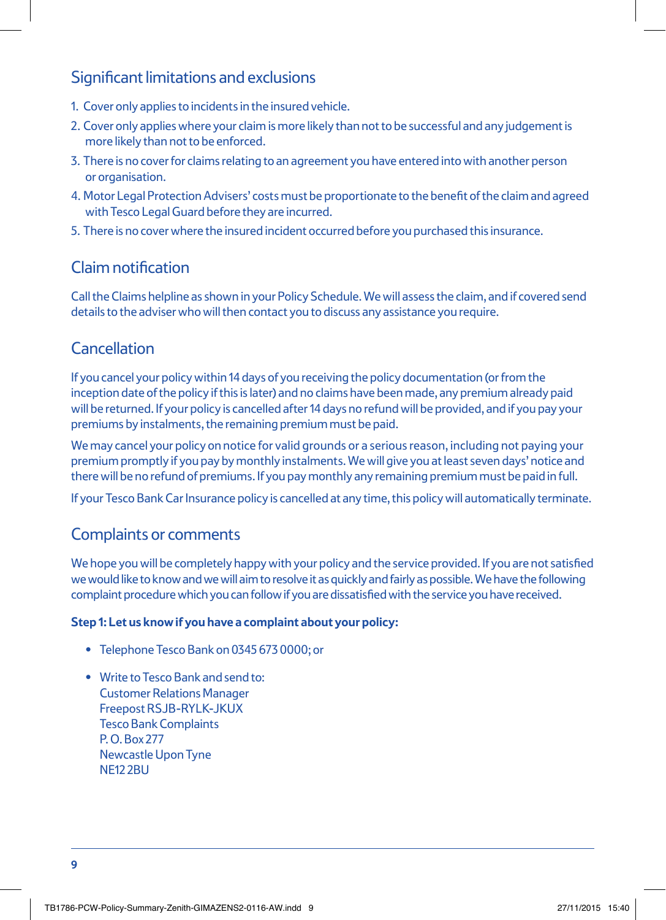## Significant limitations and exclusions

1. Cover only applies to incidents in the insured vehicle.
2. Cover only applies where your claim is more likely than not to be successful and any judgement is more likely than not to be enforced.
3. There is no cover for claims relating to an agreement you have entered into with another person or organisation.
4. Motor Legal Protection Advisers' costs must be proportionate to the benefit of the claim and agreed with Tesco Legal Guard before they are incurred.
5. There is no cover where the insured incident occurred before you purchased this insurance.

## Claim notification

Call the Claims helpline as shown in your Policy Schedule. We will assess the claim, and if covered send details to the adviser who will then contact you to discuss any assistance you require.

## Cancellation

If you cancel your policy within 14 days of you receiving the policy documentation (or from the inception date of the policy if this is later) and no claims have been made, any premium already paid will be returned. If your policy is cancelled after 14 days no refund will be provided, and if you pay your premiums by instalments, the remaining premium must be paid.

We may cancel your policy on notice for valid grounds or a serious reason, including not paying your premium promptly if you pay by monthly instalments. We will give you at least seven days' notice and there will be no refund of premiums. If you pay monthly any remaining premium must be paid in full.

If your Tesco Bank Car Insurance policy is cancelled at any time, this policy will automatically terminate.

## Complaints or comments

We hope you will be completely happy with your policy and the service provided. If you are not satisfied we would like to know and we will aim to resolve it as quickly and fairly as possible. We have the following complaint procedure which you can follow if you are dissatisfied with the service you have received.

**Step 1: Let us know if you have a complaint about your policy:**

- Telephone Tesco Bank on 0345 673 0000; or
- Write to Tesco Bank and send to:
  Customer Relations Manager
  Freepost RSJB-RYLK-JKUX
  Tesco Bank Complaints
  P. O. Box 277
  Newcastle Upon Tyne
  NE12 2BU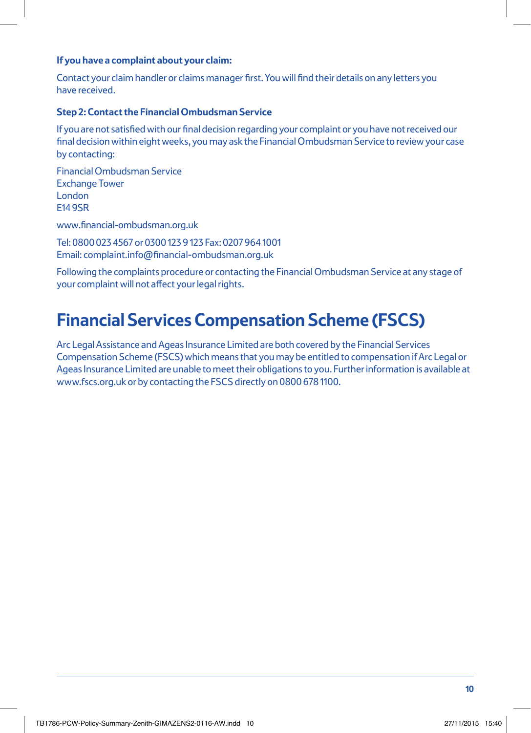**If you have a complaint about your claim:**

Contact your claim handler or claims manager first. You will find their details on any letters you have received.

### Step 2: Contact the Financial Ombudsman Service

If you are not satisfied with our final decision regarding your complaint or you have not received our final decision within eight weeks, you may ask the Financial Ombudsman Service to review your case by contacting:

Financial Ombudsman Service
Exchange Tower
London
E14 9SR

www.financial-ombudsman.org.uk

Tel: 0800 023 4567 or 0300 123 9 123 Fax: 0207 964 1001
Email: complaint.info@financial-ombudsman.org.uk

Following the complaints procedure or contacting the Financial Ombudsman Service at any stage of your complaint will not affect your legal rights.

# Financial Services Compensation Scheme (FSCS)

Arc Legal Assistance and Ageas Insurance Limited are both covered by the Financial Services Compensation Scheme (FSCS) which means that you may be entitled to compensation if Arc Legal or Ageas Insurance Limited are unable to meet their obligations to you. Further information is available at www.fscs.org.uk or by contacting the FSCS directly on 0800 678 1100.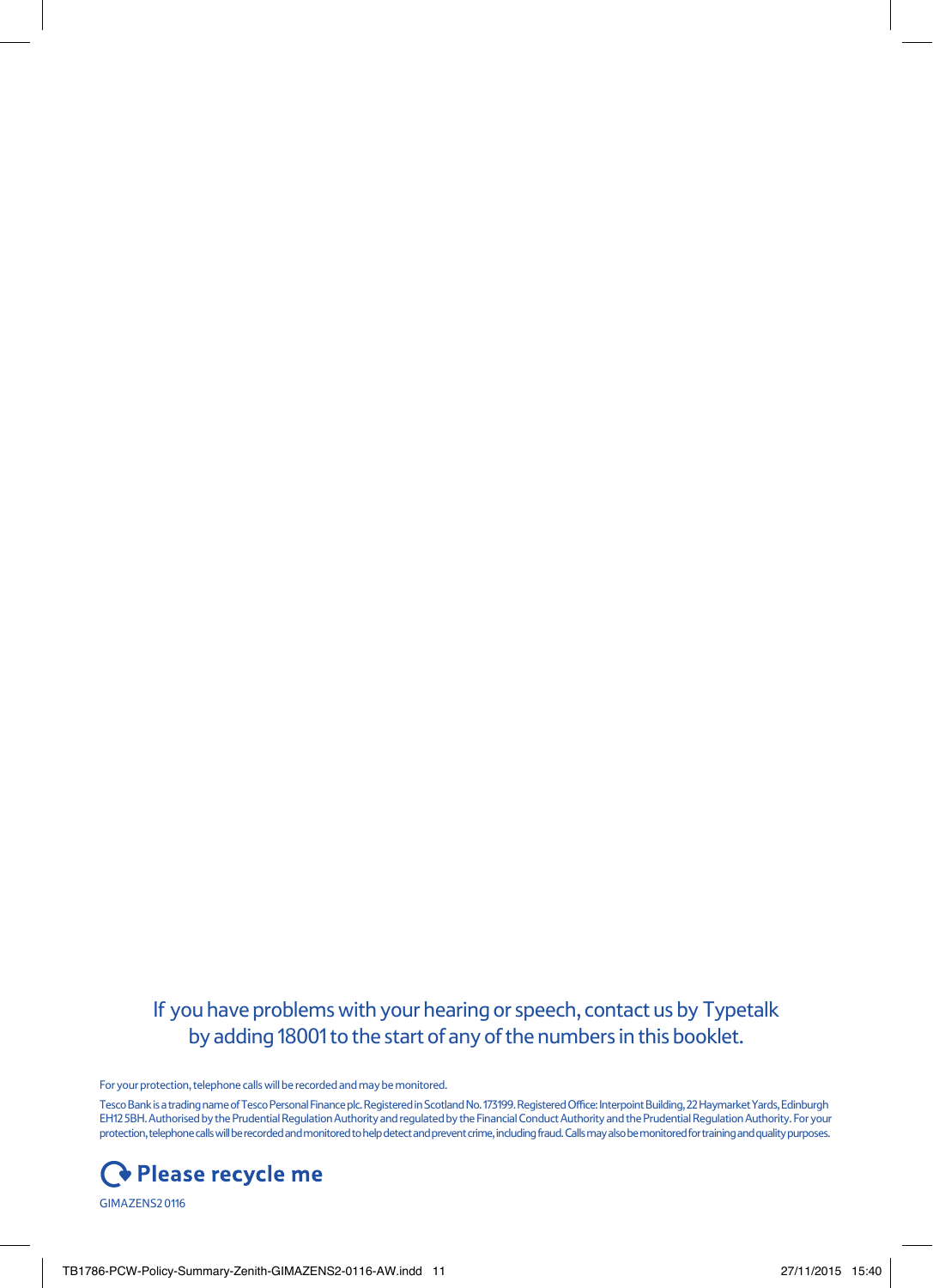If you have problems with your hearing or speech, contact us by Typetalk by adding 18001 to the start of any of the numbers in this booklet.

For your protection, telephone calls will be recorded and may be monitored.

Tesco Bank is a trading name of Tesco Personal Finance plc. Registered in Scotland No. 173199. Registered Office: Interpoint Building, 22 Haymarket Yards, Edinburgh EH12 5BH. Authorised by the Prudential Regulation Authority and regulated by the Financial Conduct Authority and the Prudential Regulation Authority. For your protection, telephone calls will be recorded and monitored to help detect and prevent crime, including fraud. Calls may also be monitored for training and quality purposes.

**Please recycle me**

GIMAZENS2 0116